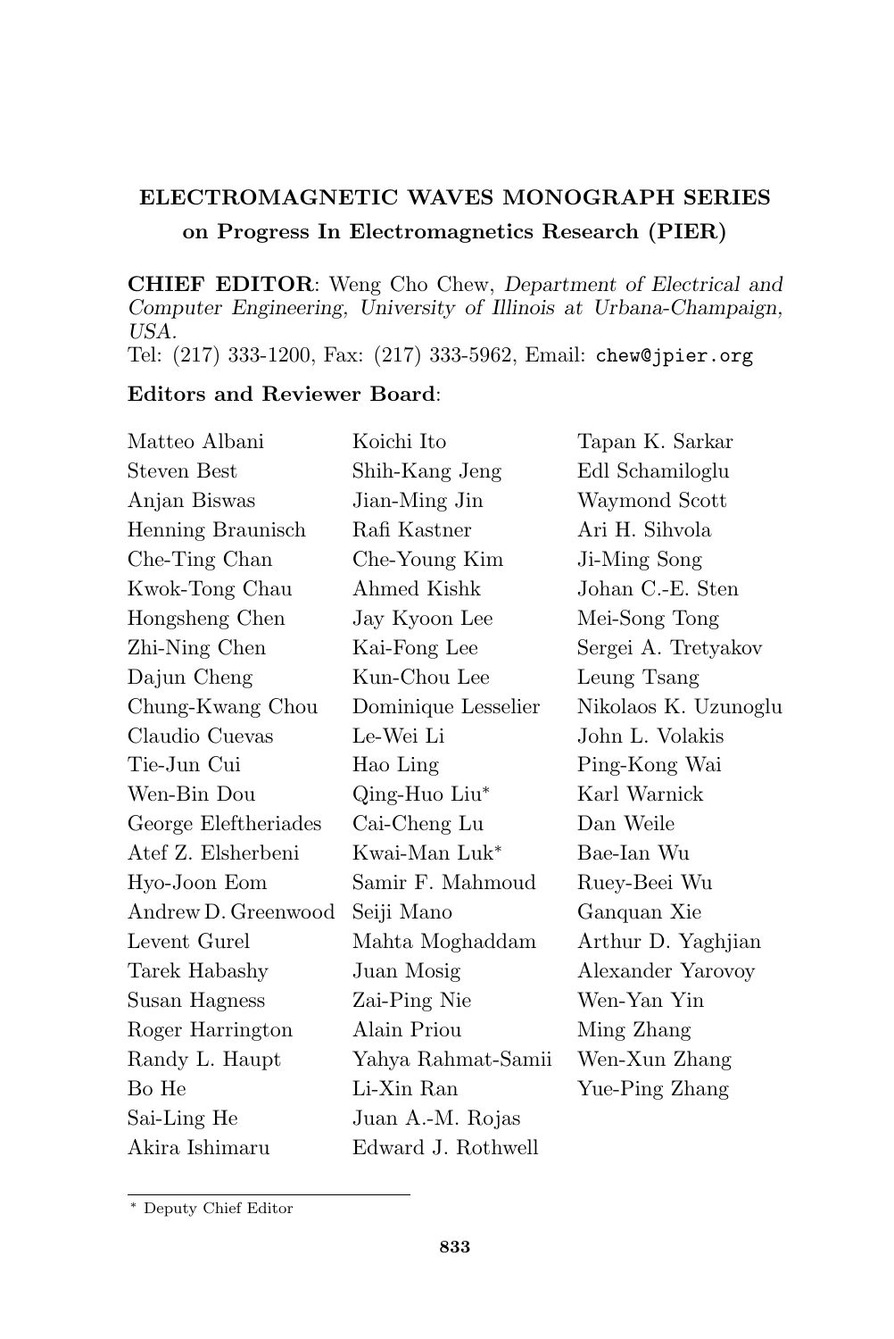**ELECTROMAGNETIC WAVES MONOGRAPH SERIES**
**on Progress In Electromagnetics Research (PIER)**

**CHIEF EDITOR**: Weng Cho Chew, *Department of Electrical and Computer Engineering, University of Illinois at Urbana-Champaign, USA.*
Tel: (217) 333-1200, Fax: (217) 333-5962, Email: chew@jpier.org

**Editors and Reviewer Board**:

Matteo Albani
Steven Best
Anjan Biswas
Henning Braunisch
Che-Ting Chan
Kwok-Tong Chau
Hongsheng Chen
Zhi-Ning Chen
Dajun Cheng
Chung-Kwang Chou
Claudio Cuevas
Tie-Jun Cui
Wen-Bin Dou
George Eleftheriades
Atef Z. Elsherbeni
Hyo-Joon Eom
Andrew D. Greenwood
Levent Gurel
Tarek Habashy
Susan Hagness
Roger Harrington
Randy L. Haupt
Bo He
Sai-Ling He
Akira Ishimaru
Koichi Ito
Shih-Kang Jeng
Jian-Ming Jin
Rafi Kastner
Che-Young Kim
Ahmed Kishk
Jay Kyoon Lee
Kai-Fong Lee
Kun-Chou Lee
Dominique Lesselier
Le-Wei Li
Hao Ling
Qing-Huo Liu*
Cai-Cheng Lu
Kwai-Man Luk*
Samir F. Mahmoud
Seiji Mano
Mahta Moghaddam
Juan Mosig
Zai-Ping Nie
Alain Priou
Yahya Rahmat-Samii
Li-Xin Ran
Juan A.-M. Rojas
Edward J. Rothwell
Tapan K. Sarkar
Edl Schamiloglu
Waymond Scott
Ari H. Sihvola
Ji-Ming Song
Johan C.-E. Sten
Mei-Song Tong
Sergei A. Tretyakov
Leung Tsang
Nikolaos K. Uzunoglu
John L. Volakis
Ping-Kong Wai
Karl Warnick
Dan Weile
Bae-Ian Wu
Ruey-Beei Wu
Ganquan Xie
Arthur D. Yaghjian
Alexander Yarovoy
Wen-Yan Yin
Ming Zhang
Wen-Xun Zhang
Yue-Ping Zhang

* Deputy Chief Editor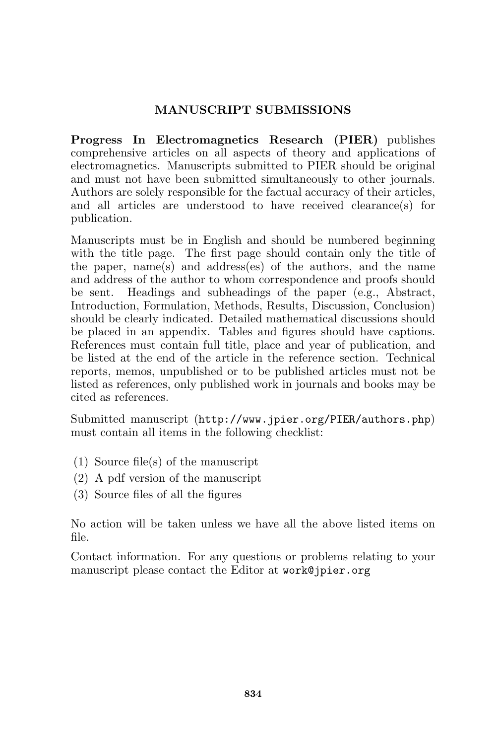# MANUSCRIPT SUBMISSIONS

**Progress In Electromagnetics Research (PIER)** publishes comprehensive articles on all aspects of theory and applications of electromagnetics. Manuscripts submitted to PIER should be original and must not have been submitted simultaneously to other journals. Authors are solely responsible for the factual accuracy of their articles, and all articles are understood to have received clearance(s) for publication.

Manuscripts must be in English and should be numbered beginning with the title page. The first page should contain only the title of the paper, name(s) and address(es) of the authors, and the name and address of the author to whom correspondence and proofs should be sent. Headings and subheadings of the paper (e.g., Abstract, Introduction, Formulation, Methods, Results, Discussion, Conclusion) should be clearly indicated. Detailed mathematical discussions should be placed in an appendix. Tables and figures should have captions. References must contain full title, place and year of publication, and be listed at the end of the article in the reference section. Technical reports, memos, unpublished or to be published articles must not be listed as references, only published work in journals and books may be cited as references.

Submitted manuscript (`http://www.jpier.org/PIER/authors.php`) must contain all items in the following checklist:

(1) Source file(s) of the manuscript
(2) A pdf version of the manuscript
(3) Source files of all the figures

No action will be taken unless we have all the above listed items on file.

Contact information. For any questions or problems relating to your manuscript please contact the Editor at `work@jpier.org`